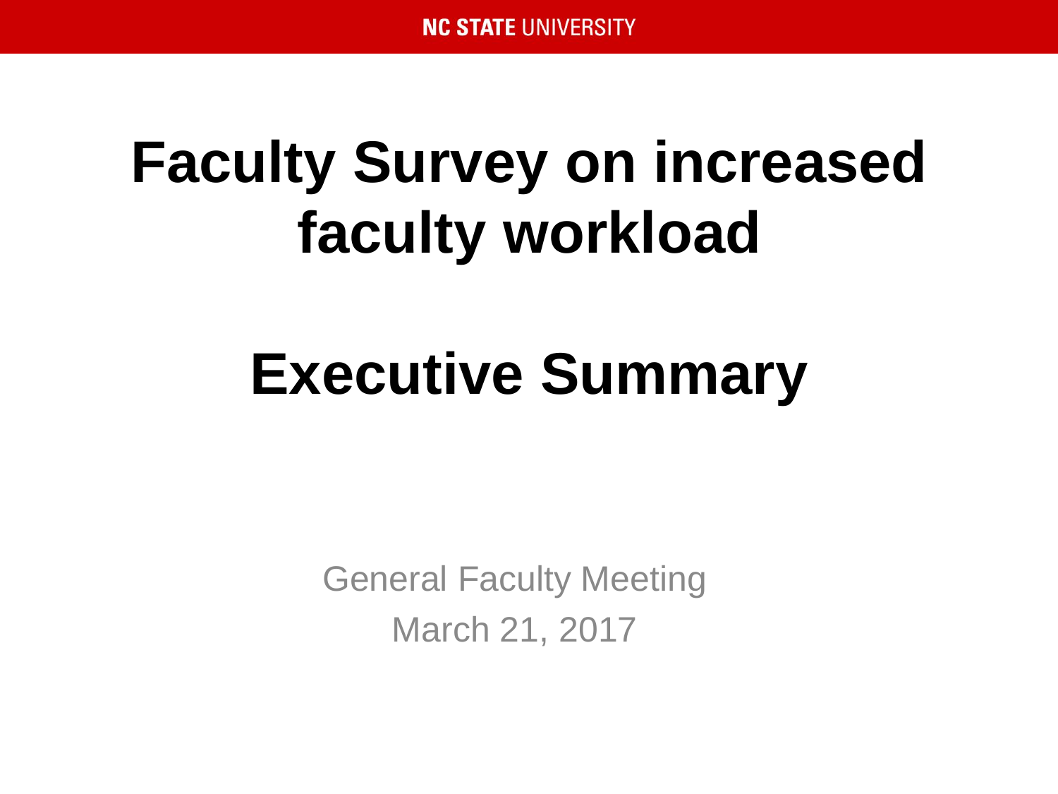NC STATE UNIVERSITY

# Faculty Survey on increased faculty workload

# Executive Summary

General Faculty Meeting

March 21, 2017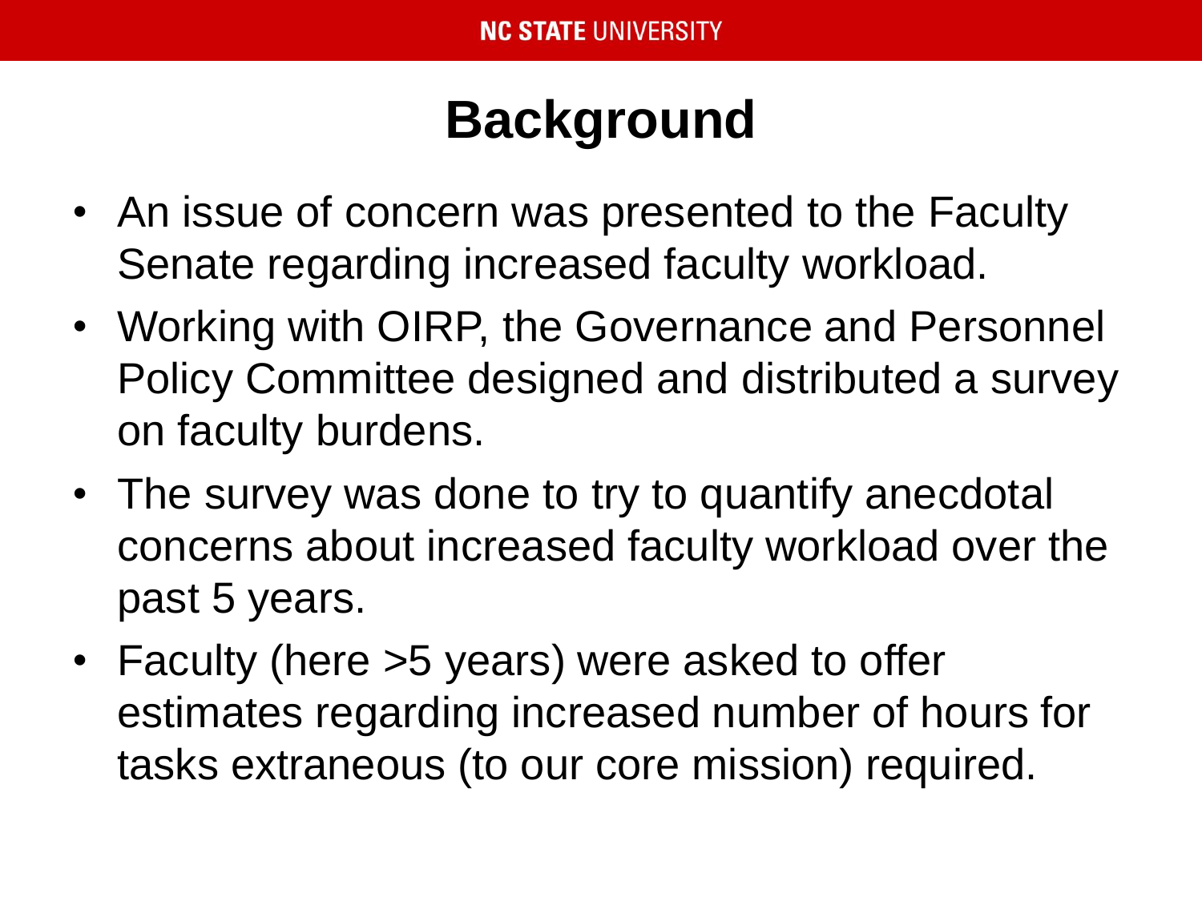# Background

- An issue of concern was presented to the Faculty Senate regarding increased faculty workload.
- Working with OIRP, the Governance and Personnel Policy Committee designed and distributed a survey on faculty burdens.
- The survey was done to try to quantify anecdotal concerns about increased faculty workload over the past 5 years.
- Faculty (here >5 years) were asked to offer estimates regarding increased number of hours for tasks extraneous (to our core mission) required.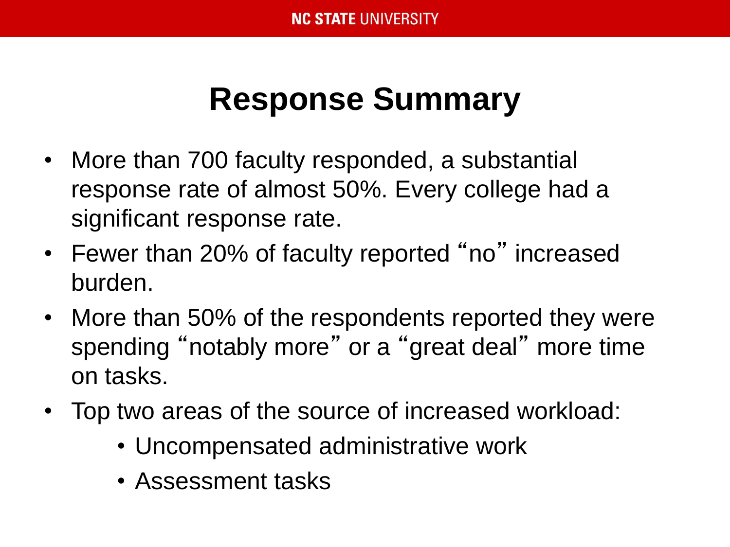# Response Summary

- More than 700 faculty responded, a substantial response rate of almost 50%. Every college had a significant response rate.
- Fewer than 20% of faculty reported "no" increased burden.
- More than 50% of the respondents reported they were spending "notably more" or a "great deal" more time on tasks.
- Top two areas of the source of increased workload:
  - Uncompensated administrative work
  - Assessment tasks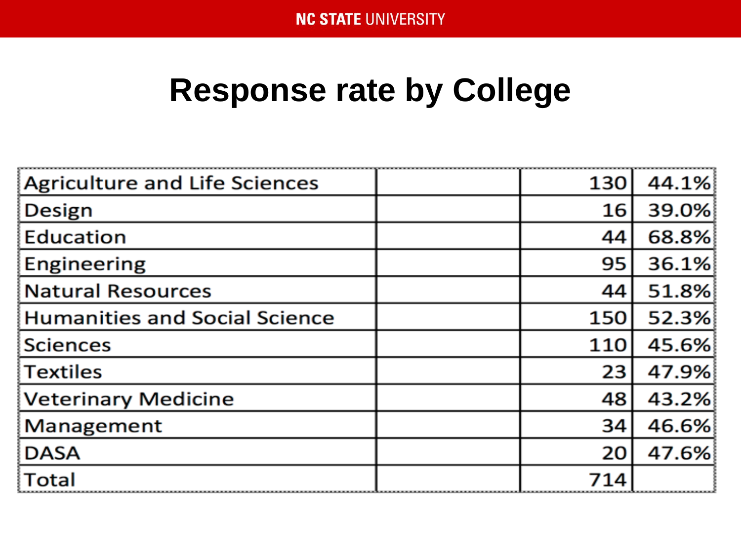# Response rate by College

| | | | |
|---|---|---|---|
| Agriculture and Life Sciences | | 130 | 44.1% |
| Design | | 16 | 39.0% |
| Education | | 44 | 68.8% |
| Engineering | | 95 | 36.1% |
| Natural Resources | | 44 | 51.8% |
| Humanities and Social Science | | 150 | 52.3% |
| Sciences | | 110 | 45.6% |
| Textiles | | 23 | 47.9% |
| Veterinary Medicine | | 48 | 43.2% |
| Management | | 34 | 46.6% |
| DASA | | 20 | 47.6% |
| Total | | 714 | |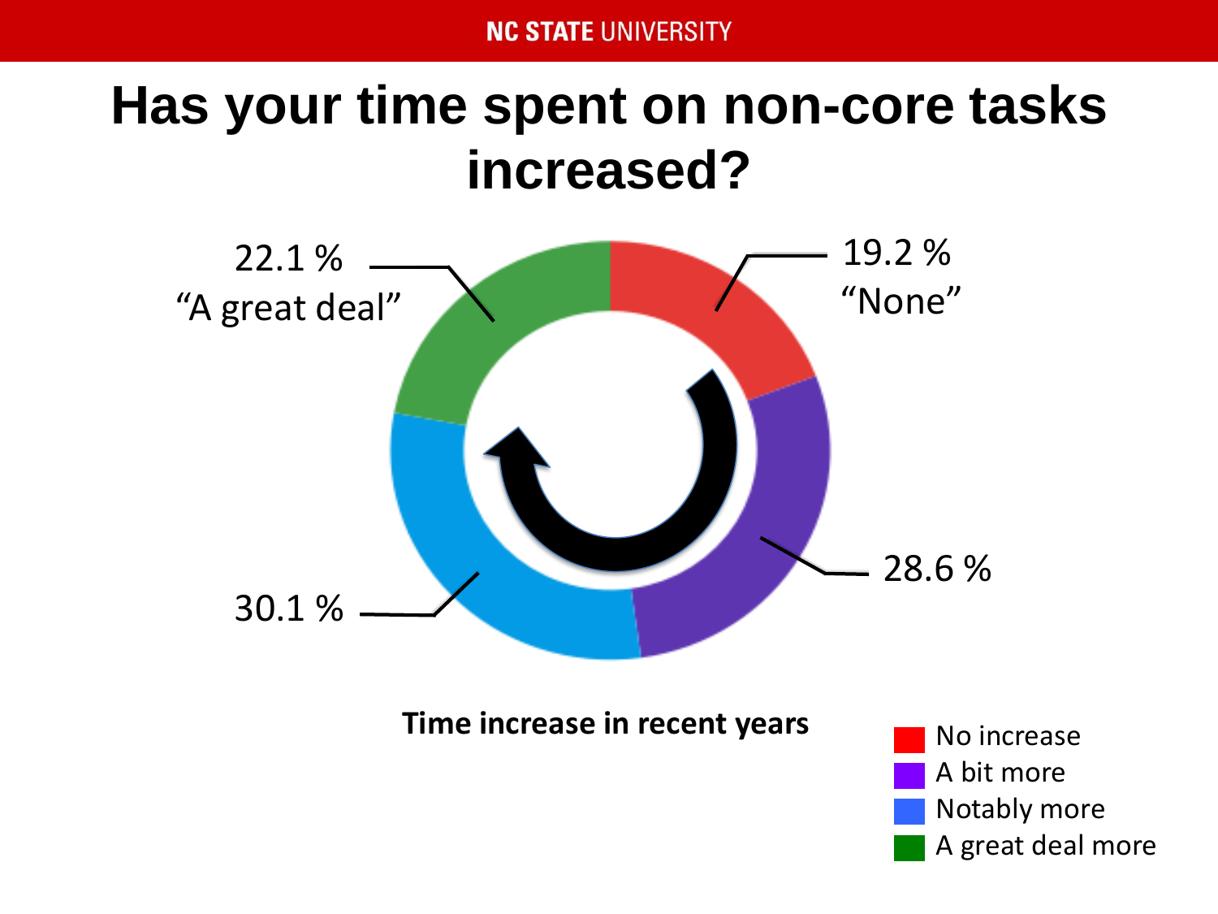# Has your time spent on non-core tasks increased?

22.1 % "A great deal"

19.2 % "None"

28.6 %

30.1 %

**Time increase in recent years**

- No increase
- A bit more
- Notably more
- A great deal more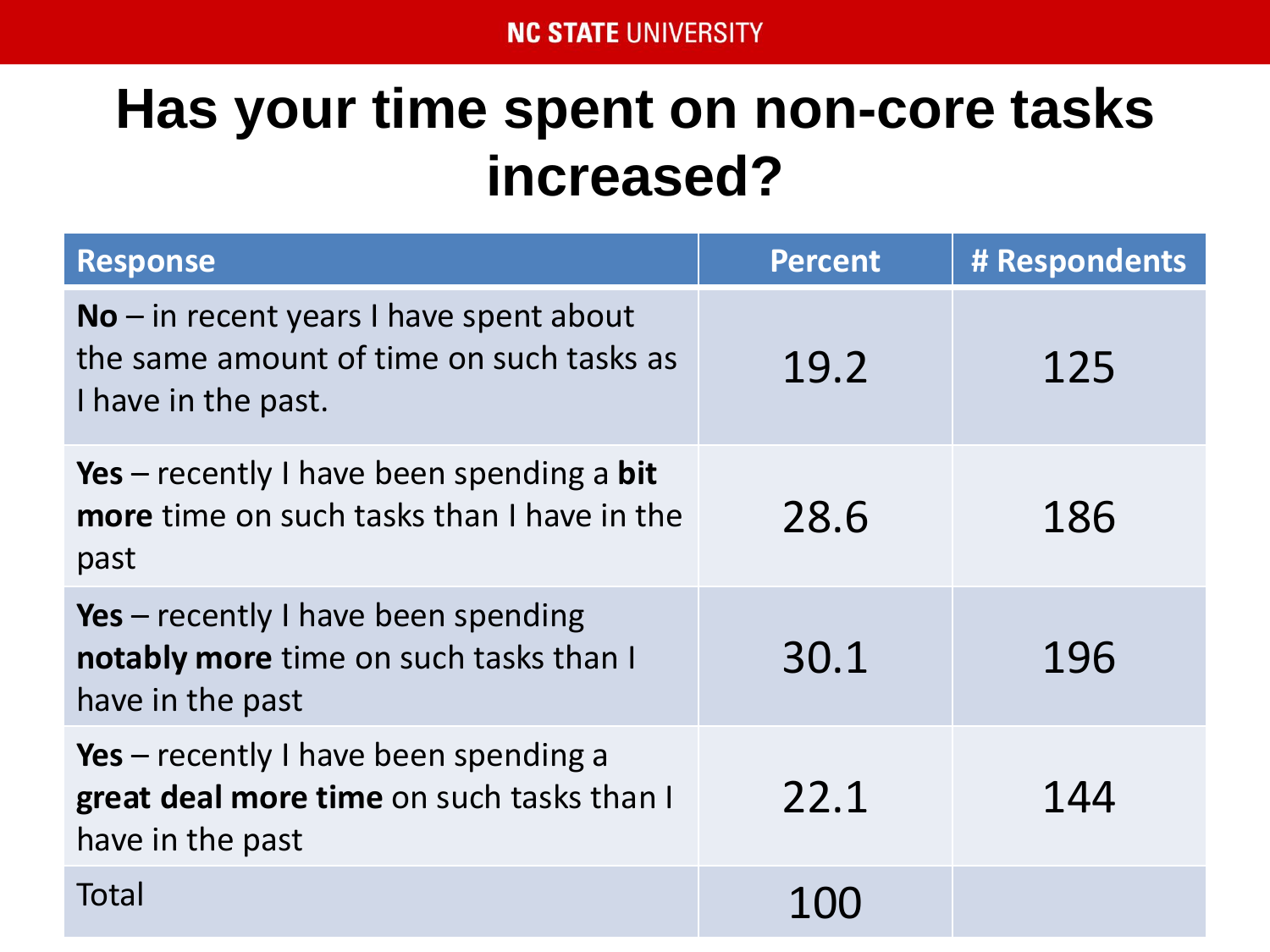# Has your time spent on non-core tasks increased?

| Response | Percent | # Respondents |
|---|---|---|
| **No** – in recent years I have spent about the same amount of time on such tasks as I have in the past. | 19.2 | 125 |
| **Yes** – recently I have been spending a **bit more** time on such tasks than I have in the past | 28.6 | 186 |
| **Yes** – recently I have been spending **notably more** time on such tasks than I have in the past | 30.1 | 196 |
| **Yes** – recently I have been spending a **great deal more time** on such tasks than I have in the past | 22.1 | 144 |
| Total | 100 | |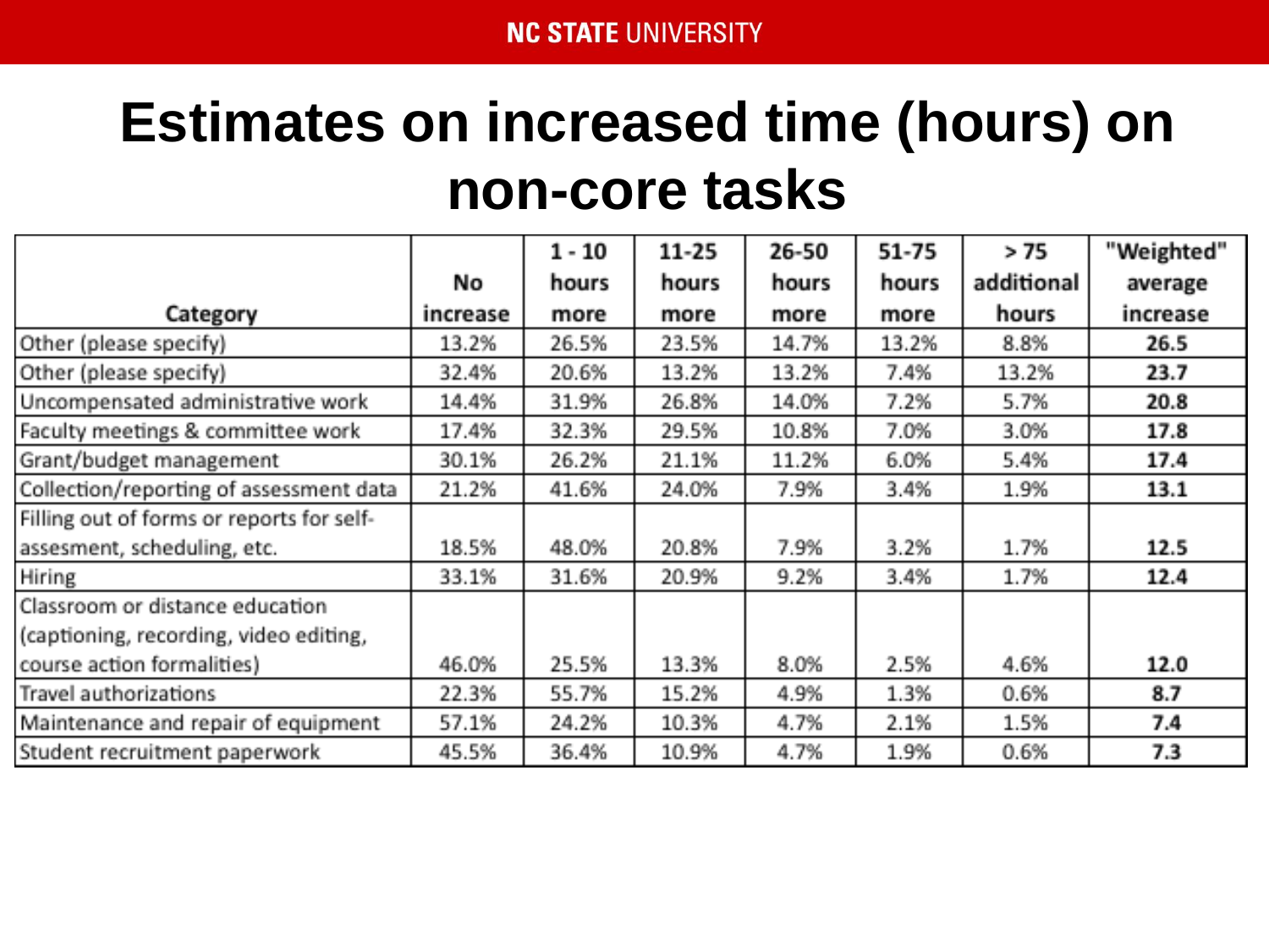# Estimates on increased time (hours) on non-core tasks

| Category | No increase | 1 - 10 hours more | 11-25 hours more | 26-50 hours more | 51-75 hours more | > 75 additional hours | "Weighted" average increase |
|---|---|---|---|---|---|---|---|
| Other (please specify) | 13.2% | 26.5% | 23.5% | 14.7% | 13.2% | 8.8% | **26.5** |
| Other (please specify) | 32.4% | 20.6% | 13.2% | 13.2% | 7.4% | 13.2% | **23.7** |
| Uncompensated administrative work | 14.4% | 31.9% | 26.8% | 14.0% | 7.2% | 5.7% | **20.8** |
| Faculty meetings & committee work | 17.4% | 32.3% | 29.5% | 10.8% | 7.0% | 3.0% | **17.8** |
| Grant/budget management | 30.1% | 26.2% | 21.1% | 11.2% | 6.0% | 5.4% | **17.4** |
| Collection/reporting of assessment data | 21.2% | 41.6% | 24.0% | 7.9% | 3.4% | 1.9% | **13.1** |
| Filling out of forms or reports for self-assesment, scheduling, etc. | 18.5% | 48.0% | 20.8% | 7.9% | 3.2% | 1.7% | **12.5** |
| Hiring | 33.1% | 31.6% | 20.9% | 9.2% | 3.4% | 1.7% | **12.4** |
| Classroom or distance education (captioning, recording, video editing, course action formalities) | 46.0% | 25.5% | 13.3% | 8.0% | 2.5% | 4.6% | **12.0** |
| Travel authorizations | 22.3% | 55.7% | 15.2% | 4.9% | 1.3% | 0.6% | **8.7** |
| Maintenance and repair of equipment | 57.1% | 24.2% | 10.3% | 4.7% | 2.1% | 1.5% | **7.4** |
| Student recruitment paperwork | 45.5% | 36.4% | 10.9% | 4.7% | 1.9% | 0.6% | **7.3** |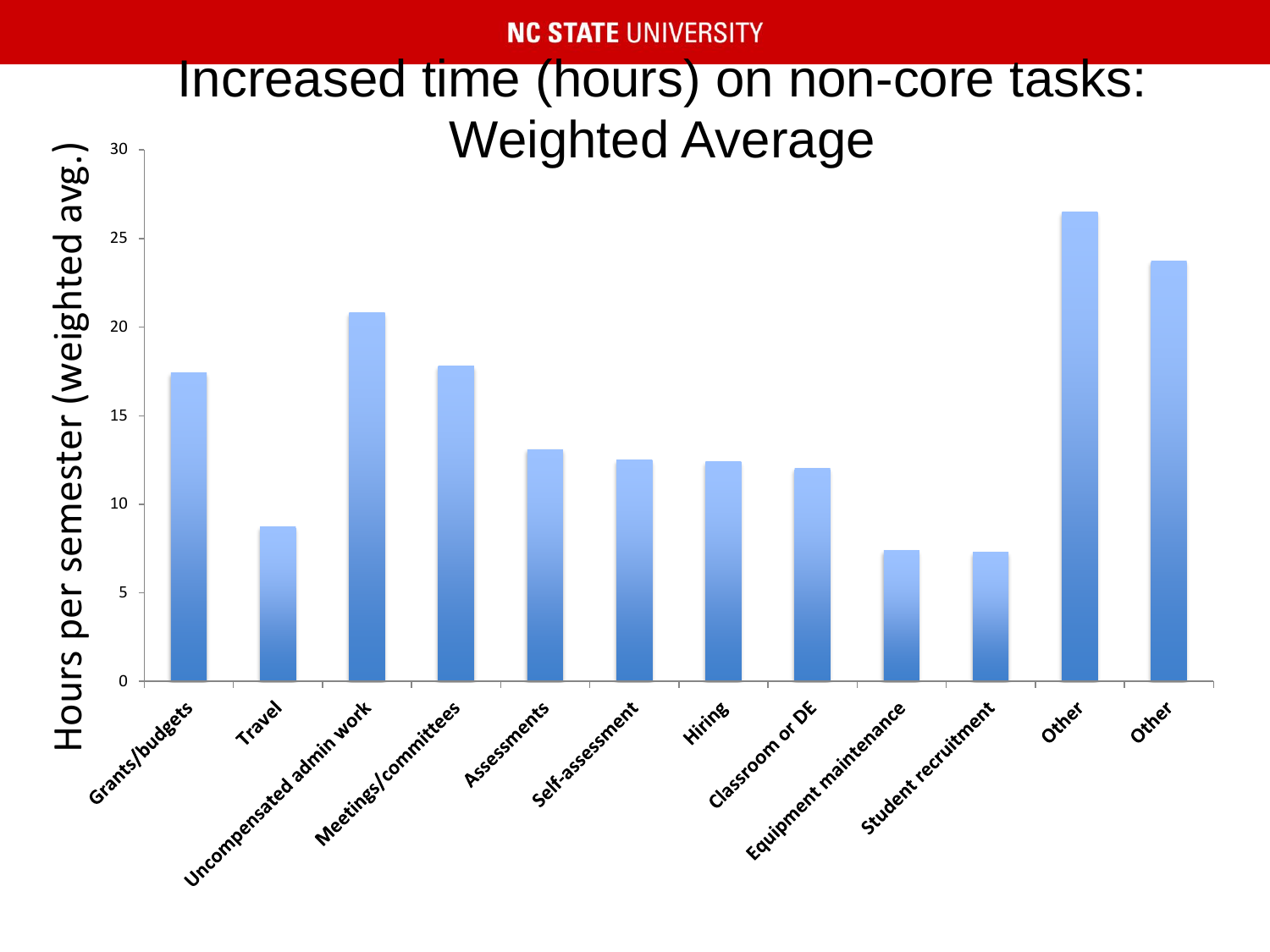# Increased time (hours) on non-core tasks: Weighted Average

| Task | Hours per semester (weighted avg.) |
| --- | --- |
| Grants/budgets | 17.4 |
| Travel | 8.7 |
| Uncompensated admin work | 20.8 |
| Meetings/committees | 17.8 |
| Assessments | 13.1 |
| Self-assessment | 12.5 |
| Hiring | 12.4 |
| Classroom or DE | 12.0 |
| Equipment maintenance | 7.4 |
| Student recruitment | 7.3 |
| Other | 26.5 |
| Other | 23.7 |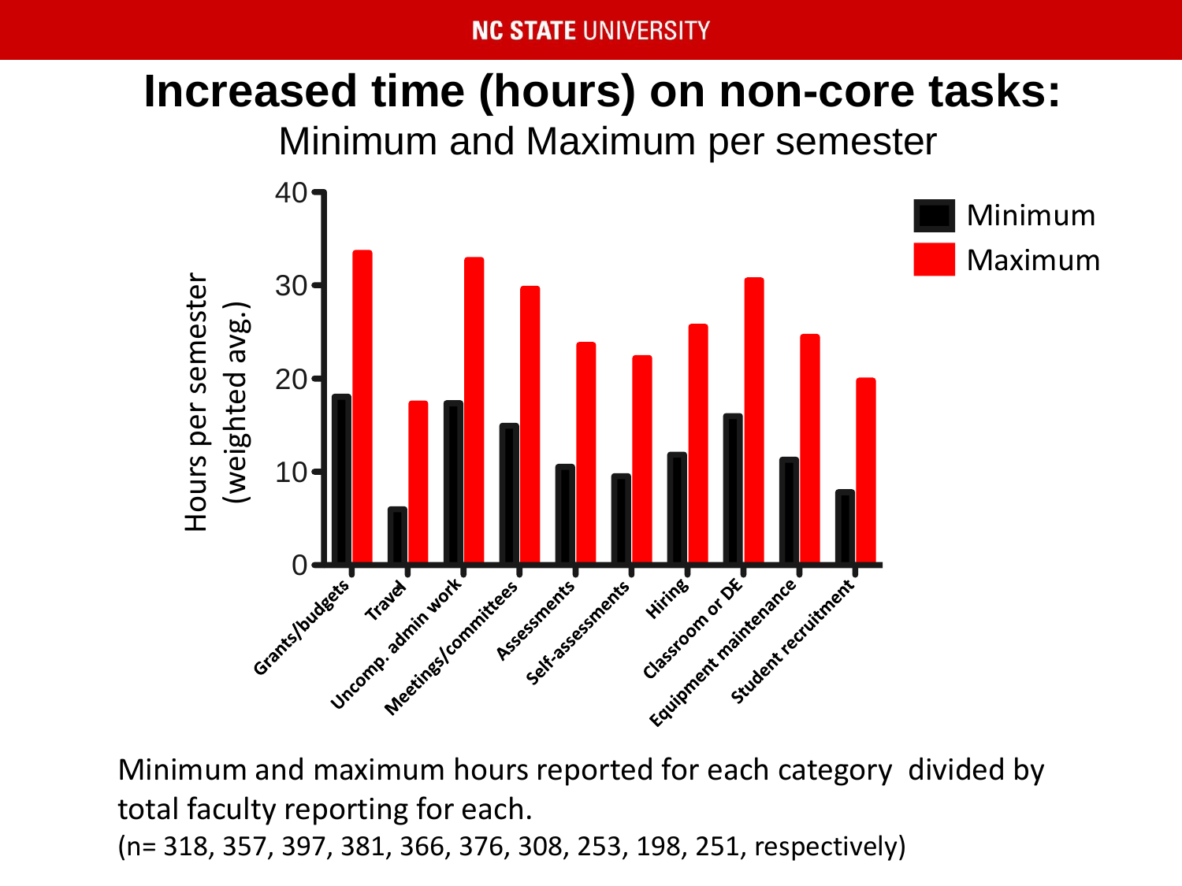# Increased time (hours) on non-core tasks:

Minimum and Maximum per semester

Minimum and maximum hours reported for each category divided by total faculty reporting for each.
(n= 318, 357, 397, 381, 366, 376, 308, 253, 198, 251, respectively)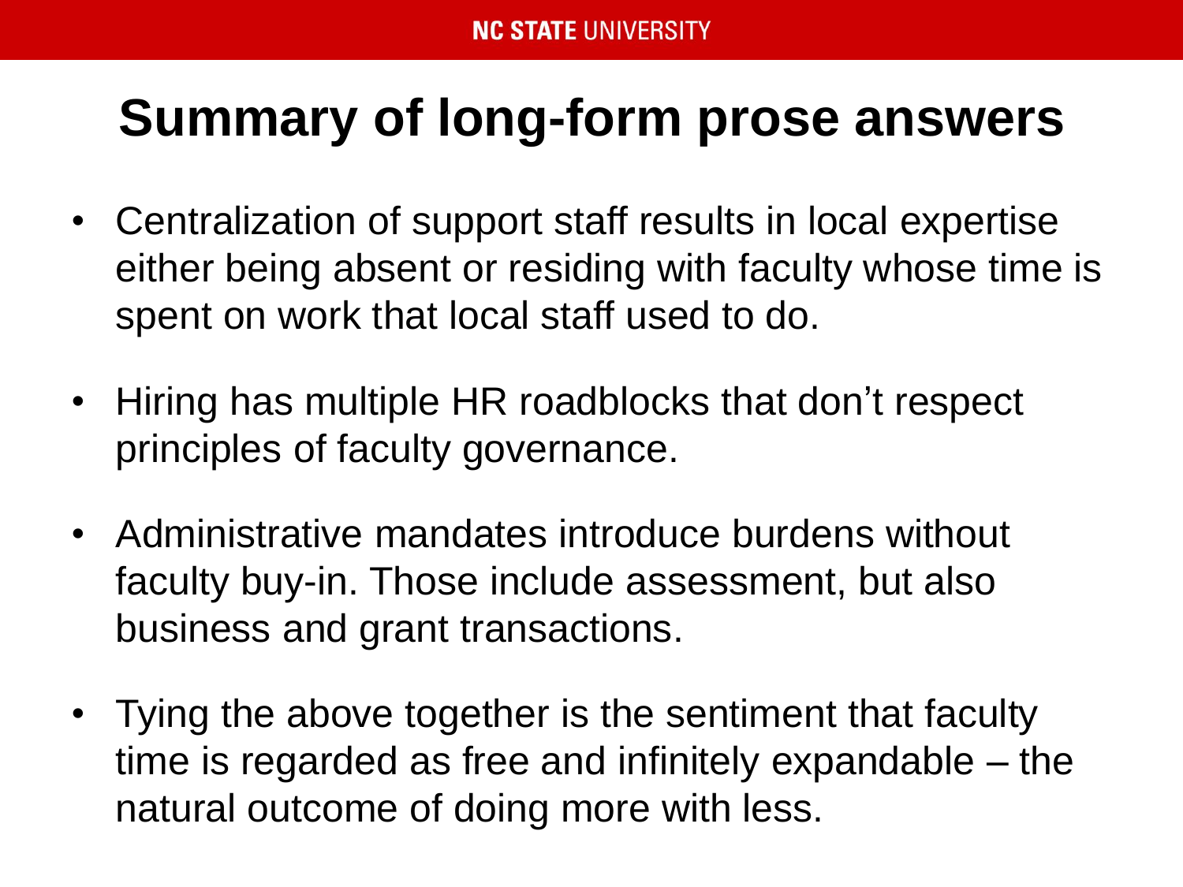# Summary of long-form prose answers

- Centralization of support staff results in local expertise either being absent or residing with faculty whose time is spent on work that local staff used to do.
- Hiring has multiple HR roadblocks that don't respect principles of faculty governance.
- Administrative mandates introduce burdens without faculty buy-in. Those include assessment, but also business and grant transactions.
- Tying the above together is the sentiment that faculty time is regarded as free and infinitely expandable – the natural outcome of doing more with less.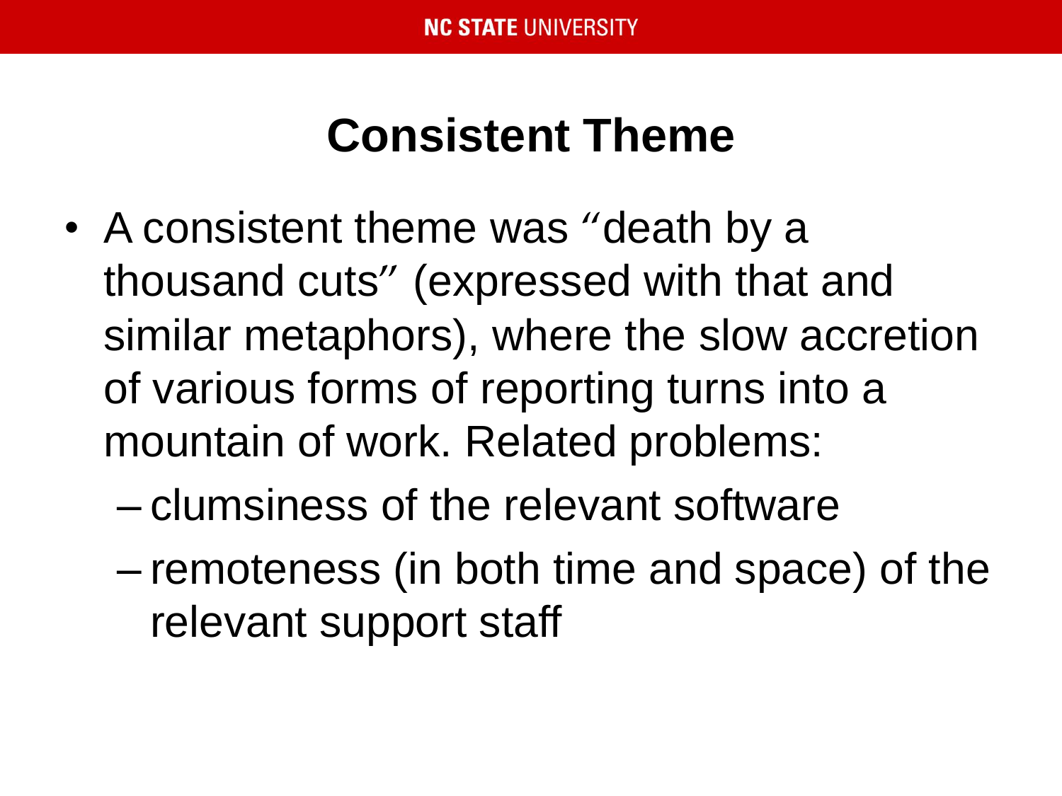# Consistent Theme

- A consistent theme was "death by a thousand cuts" (expressed with that and similar metaphors), where the slow accretion of various forms of reporting turns into a mountain of work. Related problems:
  - clumsiness of the relevant software
  - remoteness (in both time and space) of the relevant support staff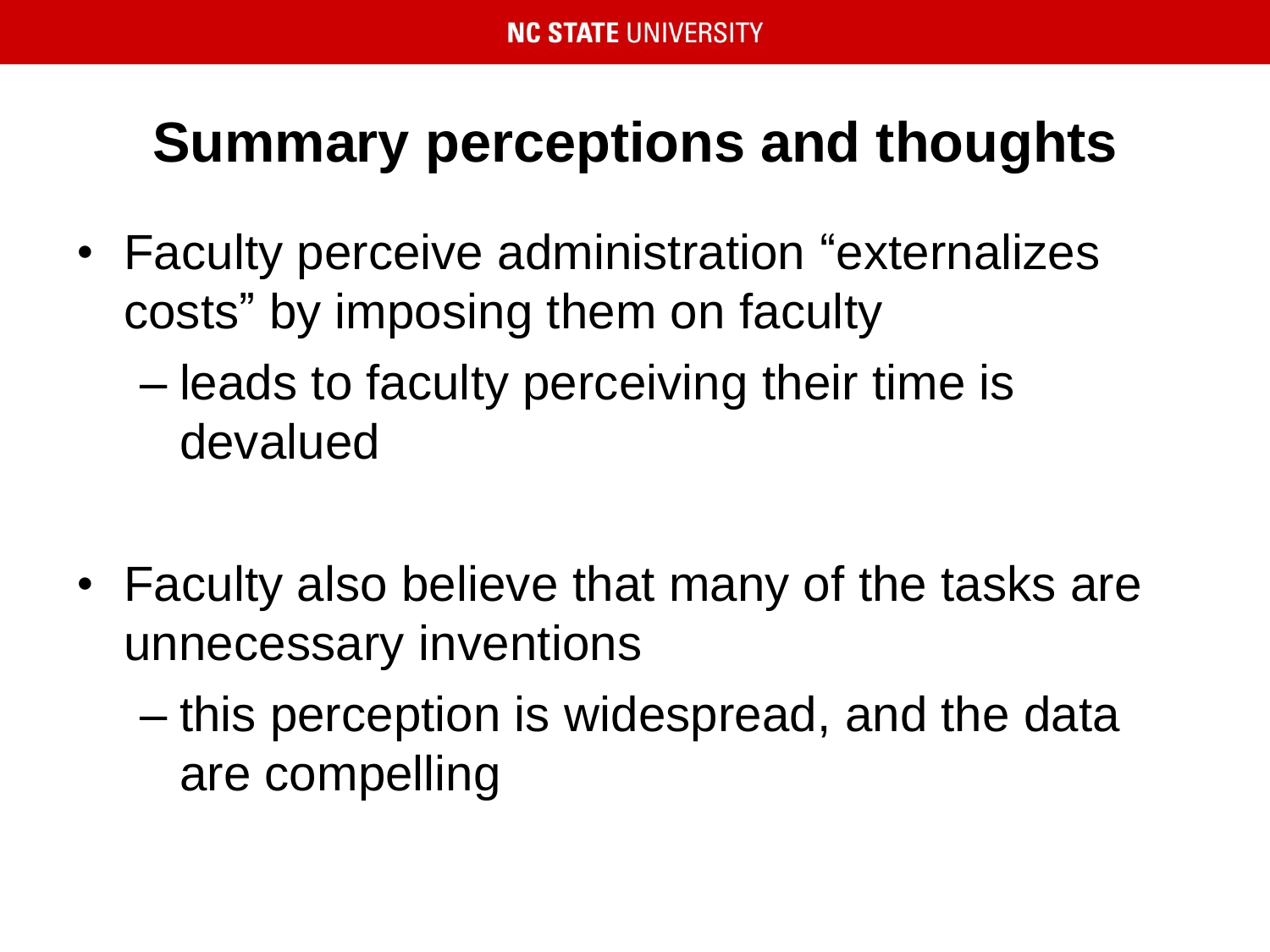# Summary perceptions and thoughts

- Faculty perceive administration "externalizes costs" by imposing them on faculty
  - leads to faculty perceiving their time is devalued

- Faculty also believe that many of the tasks are unnecessary inventions
  - this perception is widespread, and the data are compelling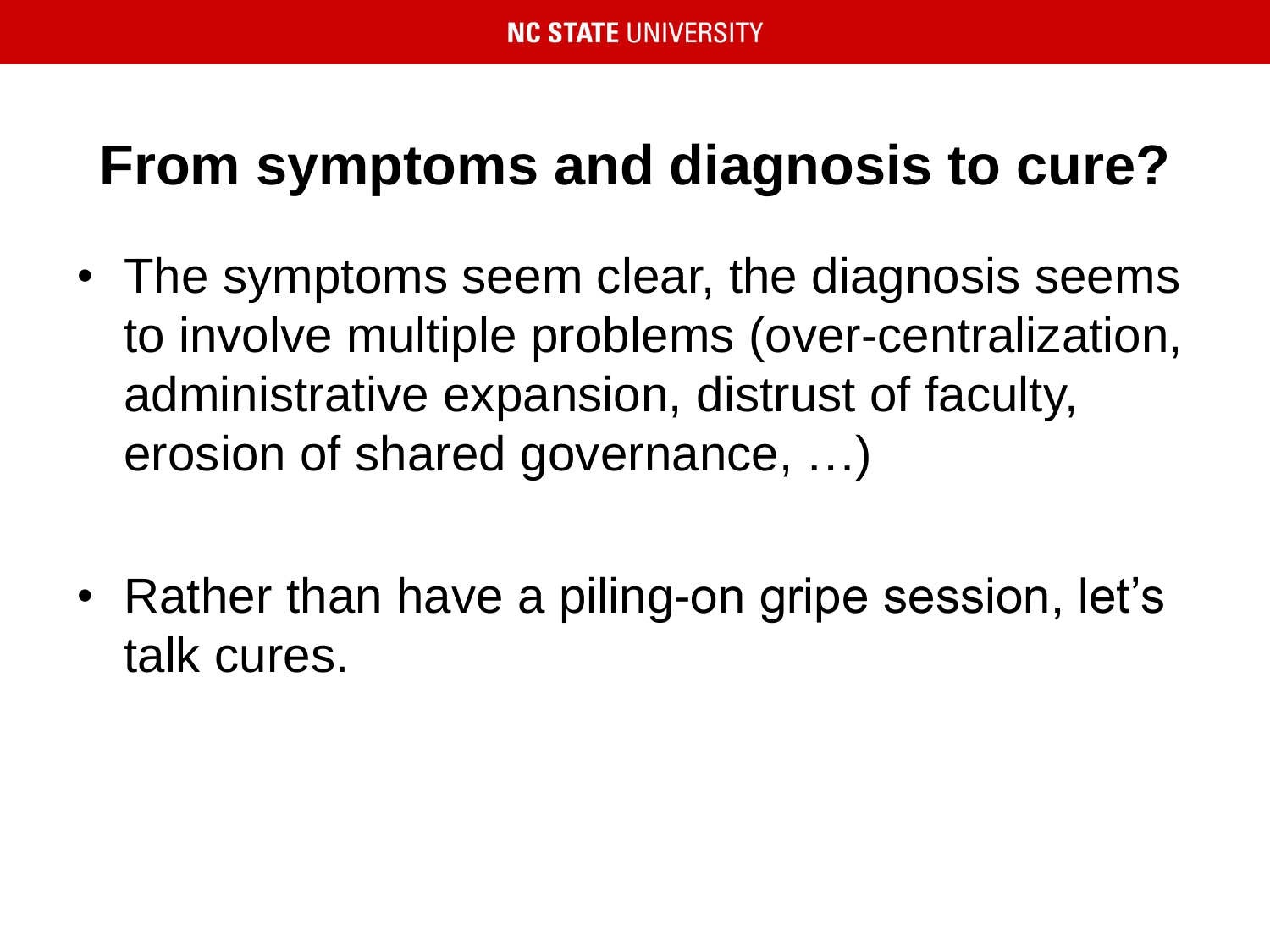# From symptoms and diagnosis to cure?

- The symptoms seem clear, the diagnosis seems to involve multiple problems (over-centralization, administrative expansion, distrust of faculty, erosion of shared governance, …)

- Rather than have a piling-on gripe session, let's talk cures.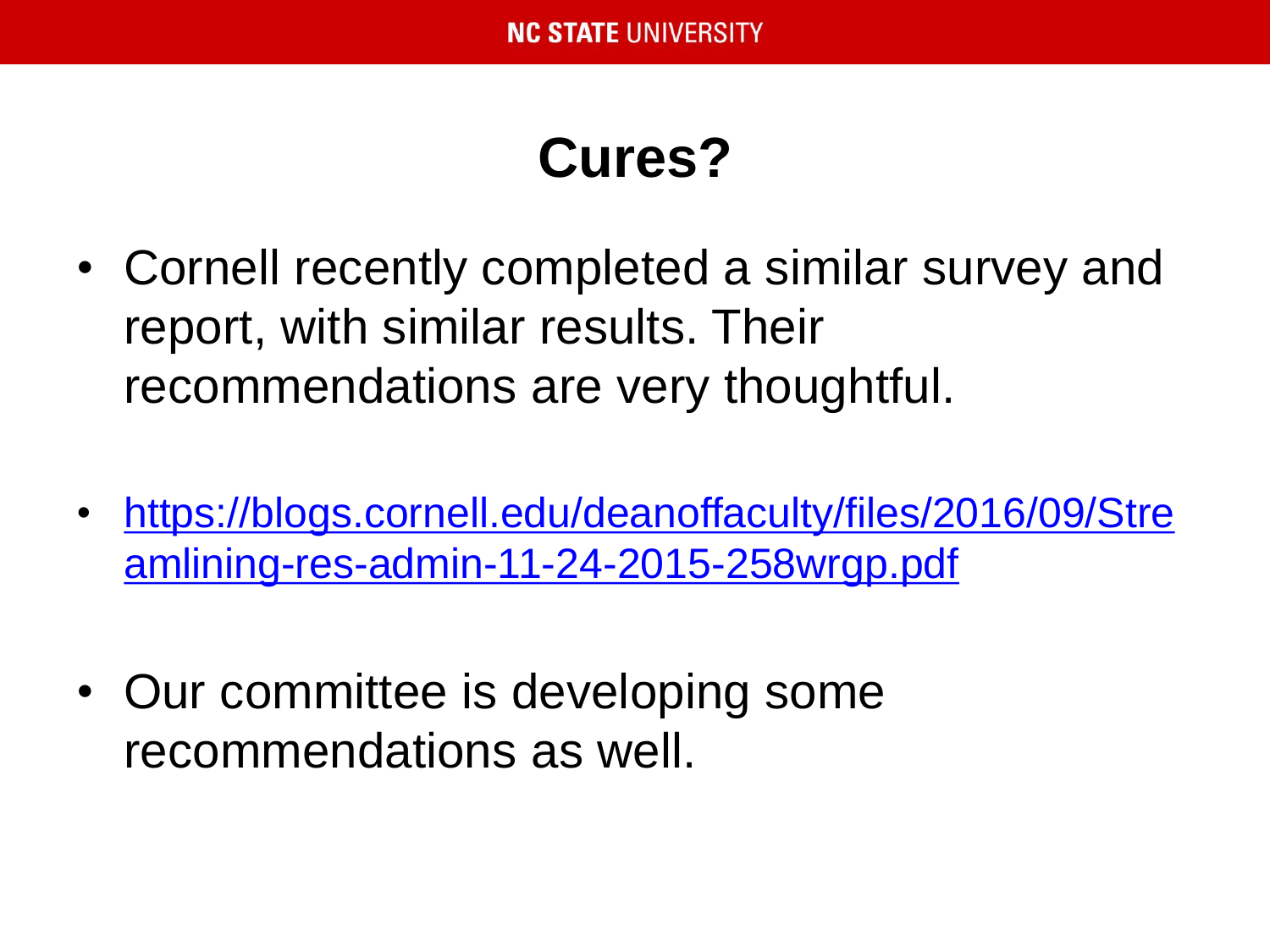# Cures?

- Cornell recently completed a similar survey and report, with similar results. Their recommendations are very thoughtful.

- [https://blogs.cornell.edu/deanoffaculty/files/2016/09/Streamlining-res-admin-11-24-2015-258wrgp.pdf](https://blogs.cornell.edu/deanoffaculty/files/2016/09/Streamlining-res-admin-11-24-2015-258wrgp.pdf)

- Our committee is developing some recommendations as well.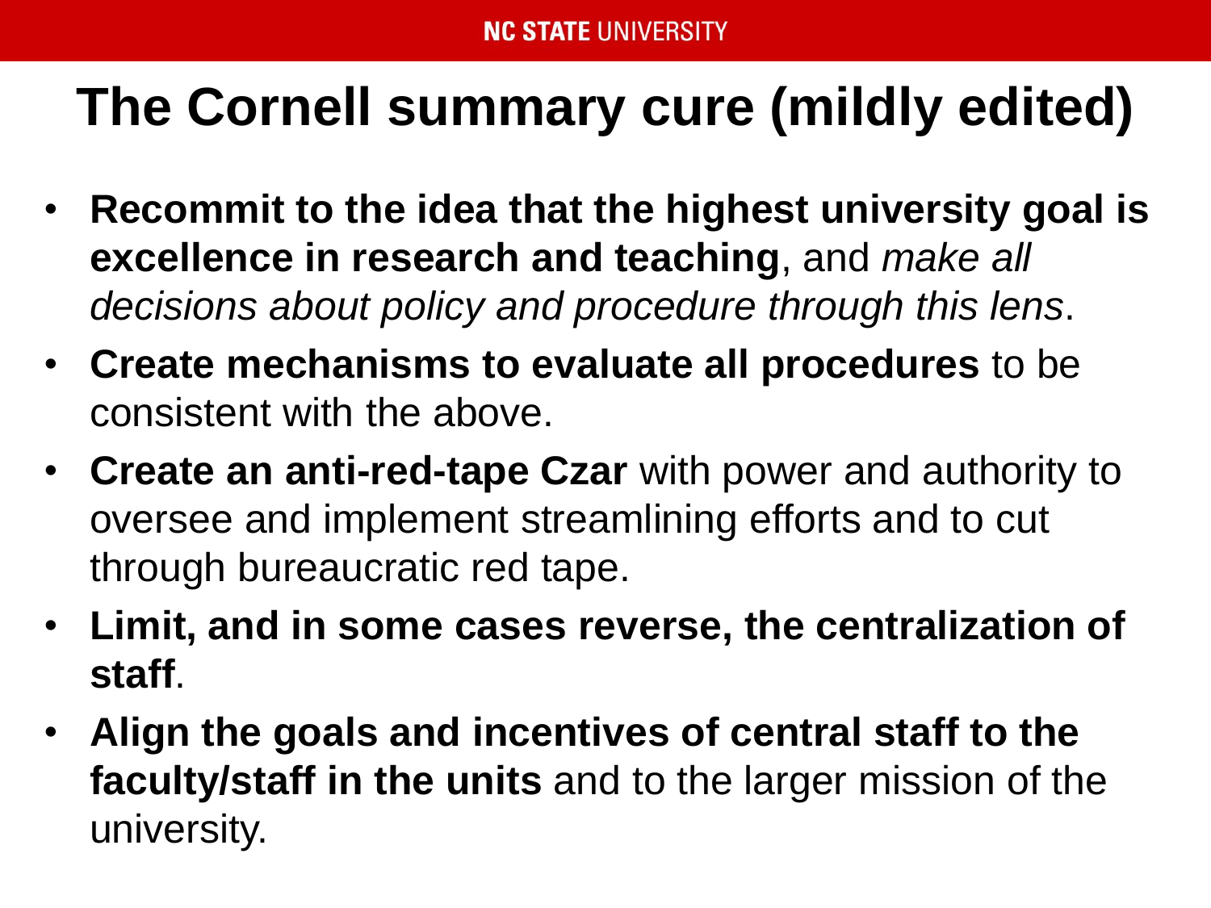# The Cornell summary cure (mildly edited)

- **Recommit to the idea that the highest university goal is excellence in research and teaching**, and *make all decisions about policy and procedure through this lens*.
- **Create mechanisms to evaluate all procedures** to be consistent with the above.
- **Create an anti-red-tape Czar** with power and authority to oversee and implement streamlining efforts and to cut through bureaucratic red tape.
- **Limit, and in some cases reverse, the centralization of staff**.
- **Align the goals and incentives of central staff to the faculty/staff in the units** and to the larger mission of the university.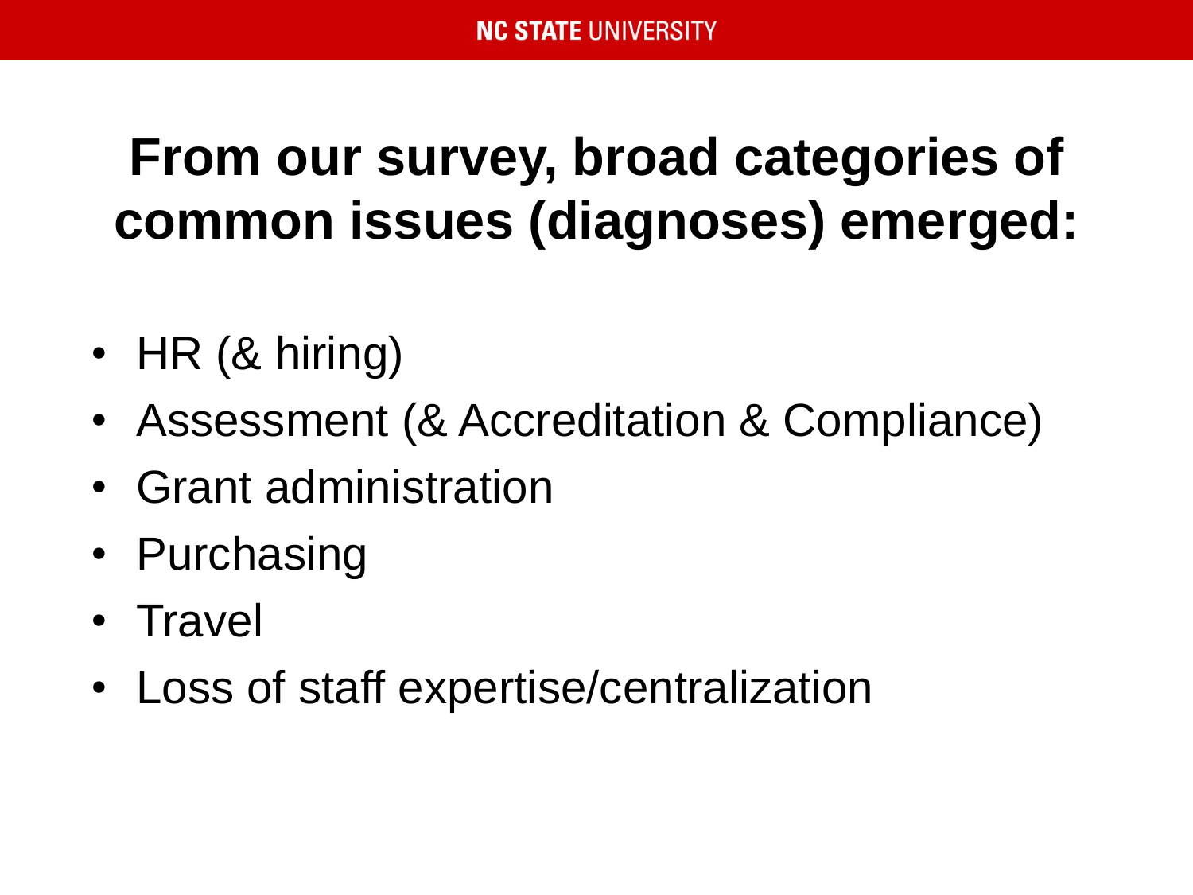# From our survey, broad categories of common issues (diagnoses) emerged:

- HR (& hiring)
- Assessment (& Accreditation & Compliance)
- Grant administration
- Purchasing
- Travel
- Loss of staff expertise/centralization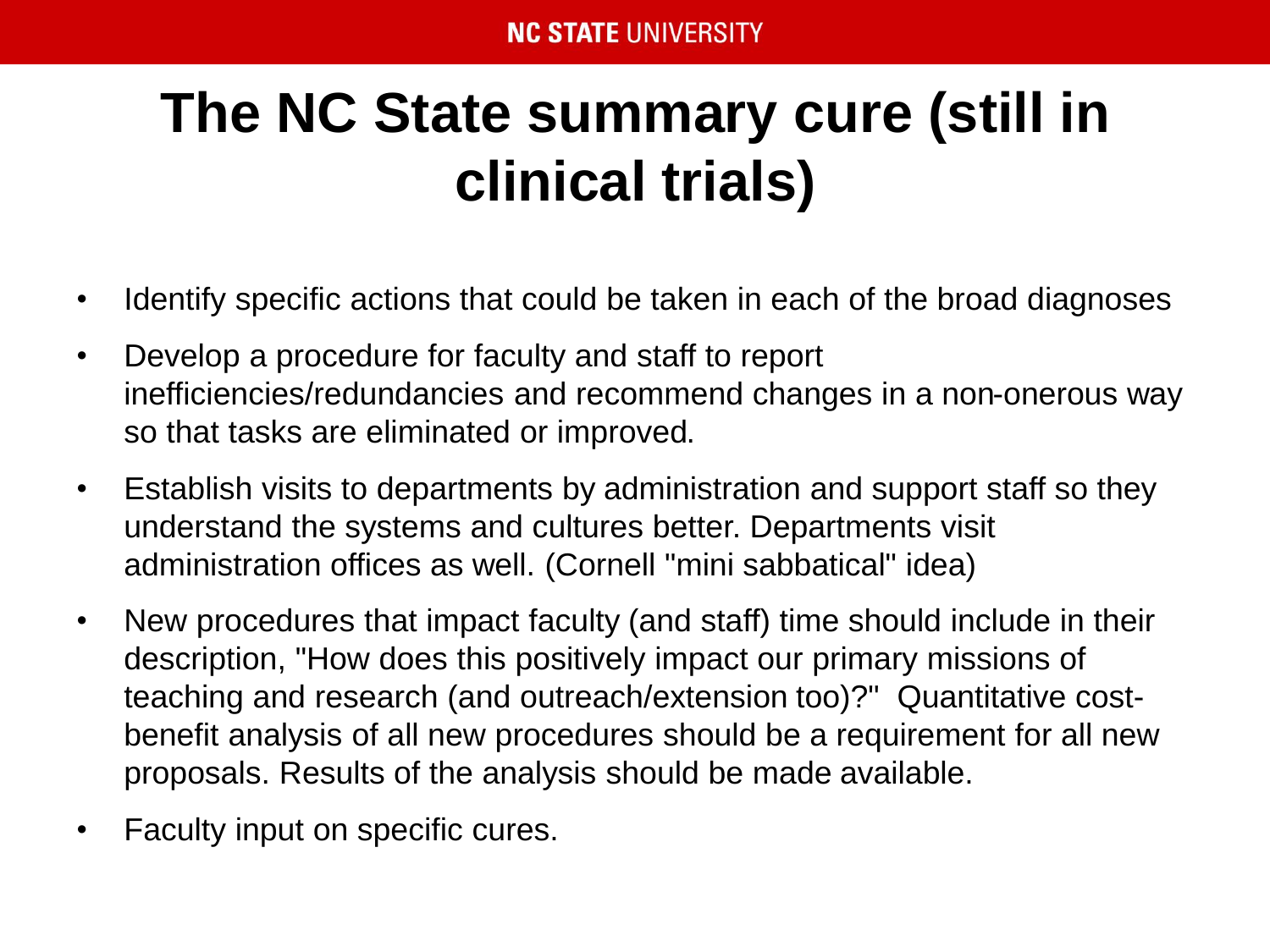# The NC State summary cure (still in clinical trials)

- Identify specific actions that could be taken in each of the broad diagnoses
- Develop a procedure for faculty and staff to report inefficiencies/redundancies and recommend changes in a non-onerous way so that tasks are eliminated or improved.
- Establish visits to departments by administration and support staff so they understand the systems and cultures better. Departments visit administration offices as well. (Cornell "mini sabbatical" idea)
- New procedures that impact faculty (and staff) time should include in their description, "How does this positively impact our primary missions of teaching and research (and outreach/extension too)?" Quantitative cost-benefit analysis of all new procedures should be a requirement for all new proposals. Results of the analysis should be made available.
- Faculty input on specific cures.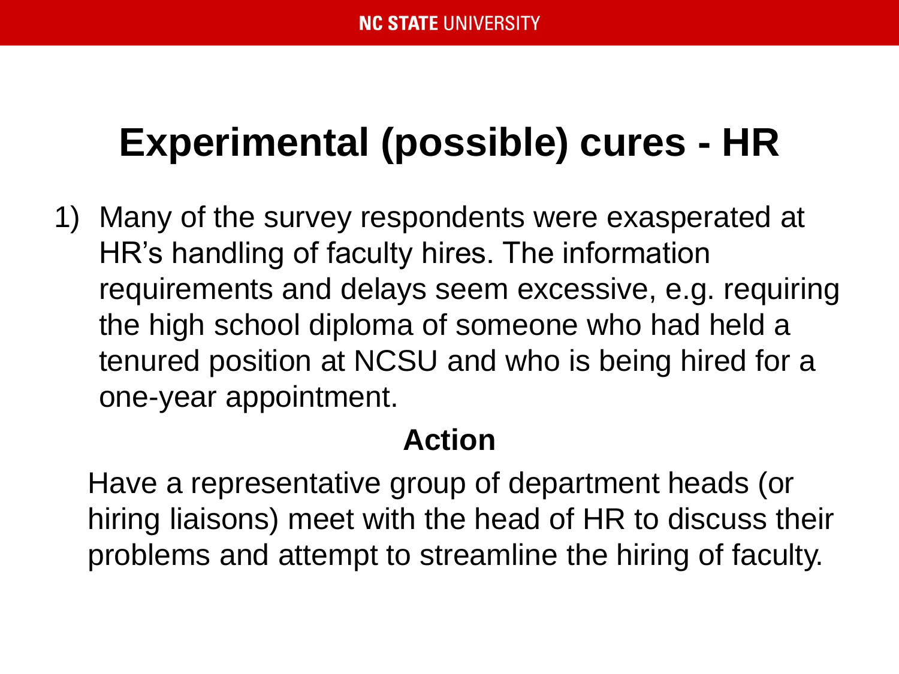# Experimental (possible) cures - HR

1) Many of the survey respondents were exasperated at HR's handling of faculty hires. The information requirements and delays seem excessive, e.g. requiring the high school diploma of someone who had held a tenured position at NCSU and who is being hired for a one-year appointment.

**Action**

Have a representative group of department heads (or hiring liaisons) meet with the head of HR to discuss their problems and attempt to streamline the hiring of faculty.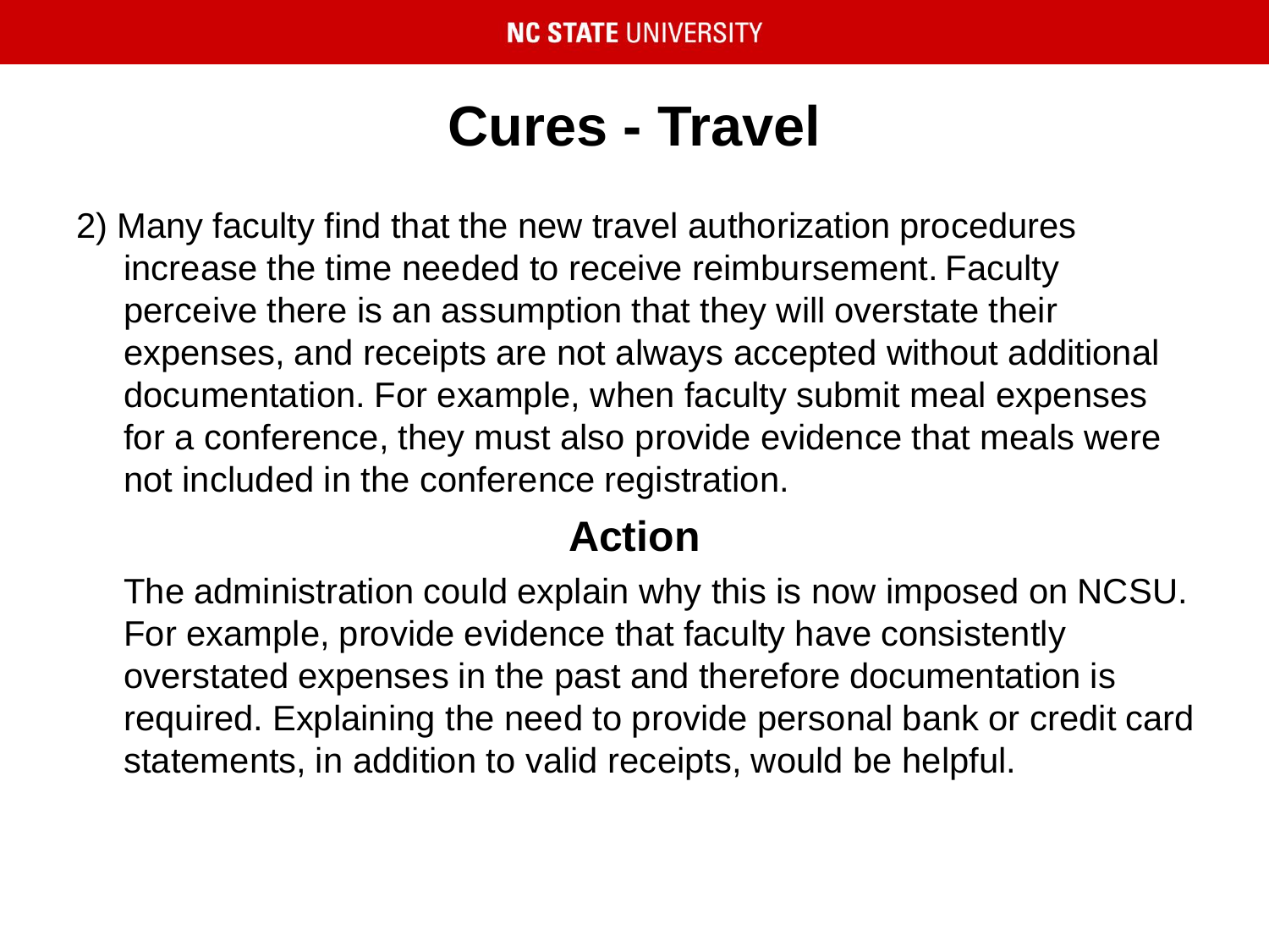# Cures - Travel

2) Many faculty find that the new travel authorization procedures increase the time needed to receive reimbursement. Faculty perceive there is an assumption that they will overstate their expenses, and receipts are not always accepted without additional documentation. For example, when faculty submit meal expenses for a conference, they must also provide evidence that meals were not included in the conference registration.

## Action

The administration could explain why this is now imposed on NCSU. For example, provide evidence that faculty have consistently overstated expenses in the past and therefore documentation is required. Explaining the need to provide personal bank or credit card statements, in addition to valid receipts, would be helpful.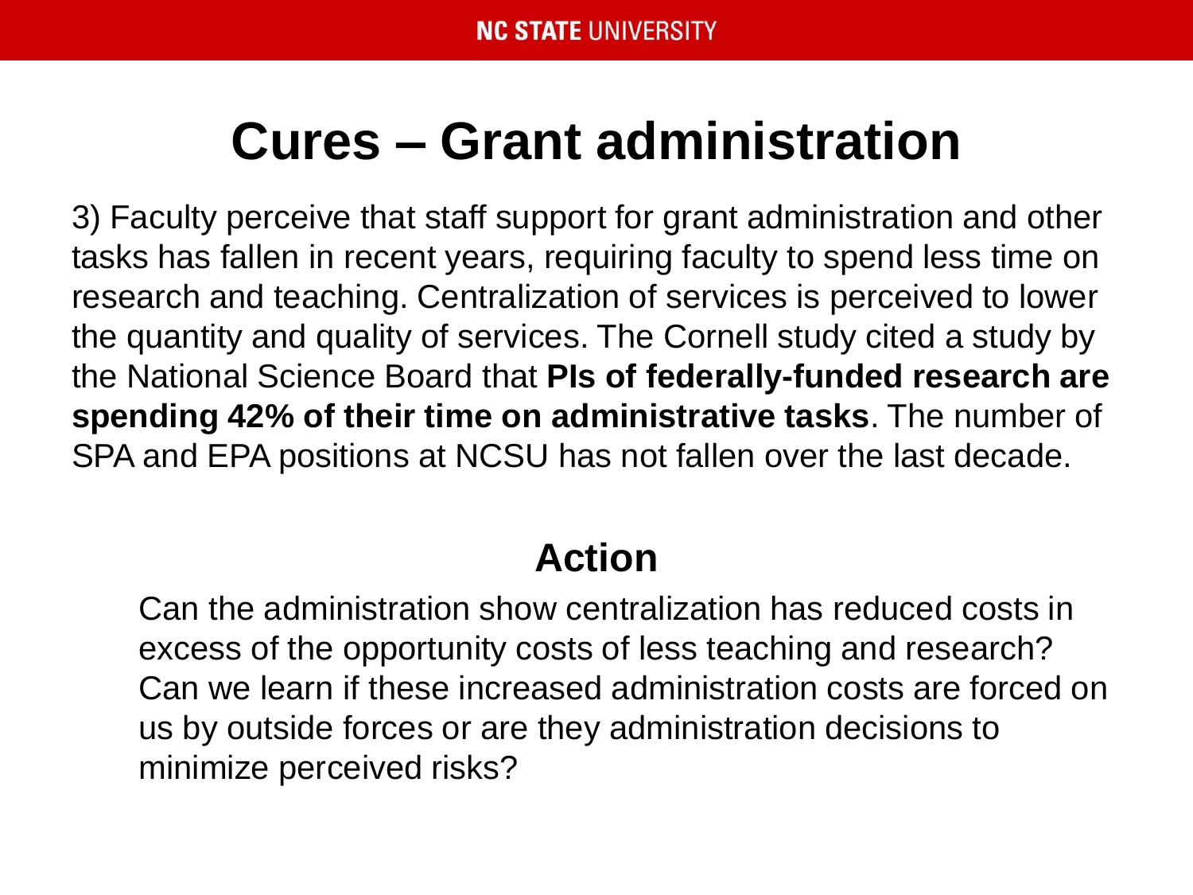# Cures – Grant administration

3) Faculty perceive that staff support for grant administration and other tasks has fallen in recent years, requiring faculty to spend less time on research and teaching. Centralization of services is perceived to lower the quantity and quality of services. The Cornell study cited a study by the National Science Board that **PIs of federally-funded research are spending 42% of their time on administrative tasks**. The number of SPA and EPA positions at NCSU has not fallen over the last decade.

## Action

Can the administration show centralization has reduced costs in excess of the opportunity costs of less teaching and research? Can we learn if these increased administration costs are forced on us by outside forces or are they administration decisions to minimize perceived risks?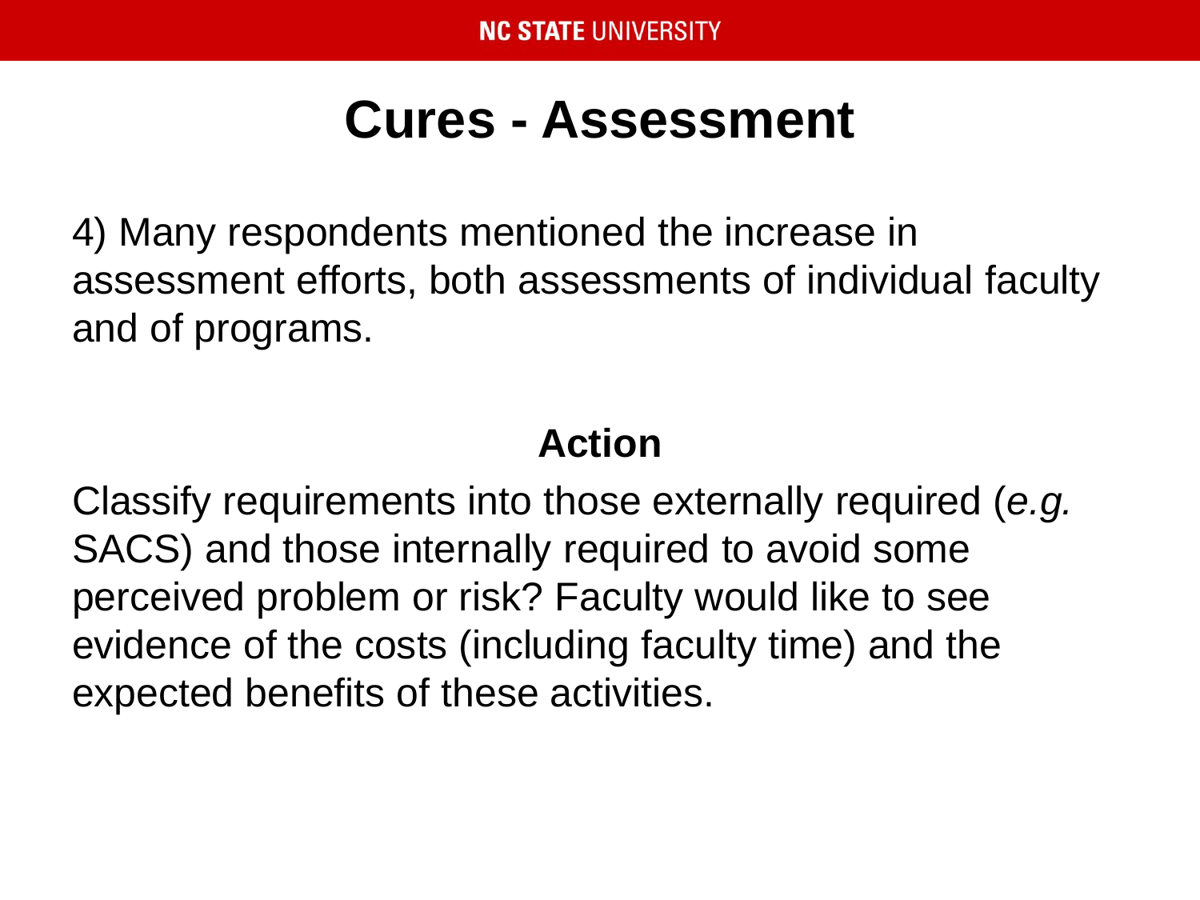# Cures - Assessment

4) Many respondents mentioned the increase in assessment efforts, both assessments of individual faculty and of programs.

## Action

Classify requirements into those externally required (*e.g.* SACS) and those internally required to avoid some perceived problem or risk? Faculty would like to see evidence of the costs (including faculty time) and the expected benefits of these activities.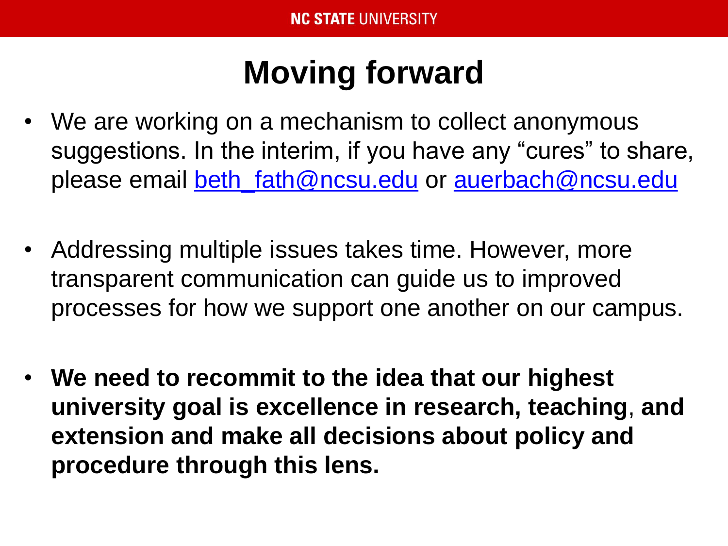# Moving forward

- We are working on a mechanism to collect anonymous suggestions. In the interim, if you have any "cures" to share, please email beth_fath@ncsu.edu or auerbach@ncsu.edu
- Addressing multiple issues takes time. However, more transparent communication can guide us to improved processes for how we support one another on our campus.
- **We need to recommit to the idea that our highest university goal is excellence in research, teaching, and extension and make all decisions about policy and procedure through this lens.**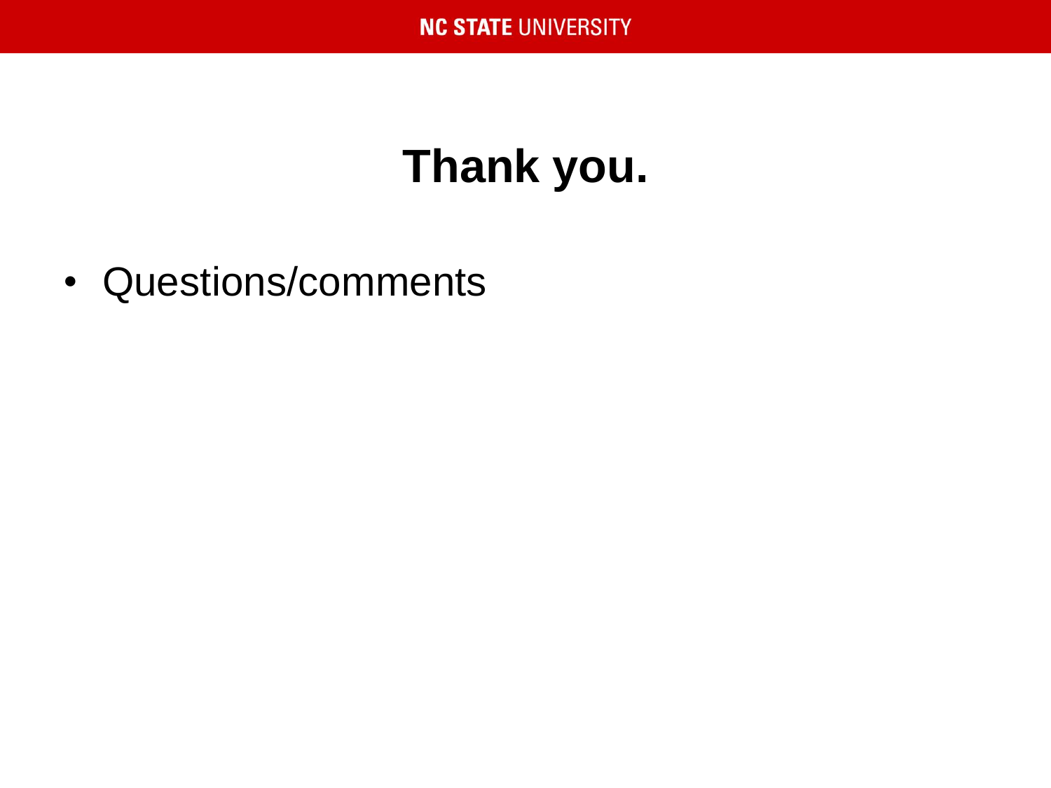# Thank you.

- Questions/comments